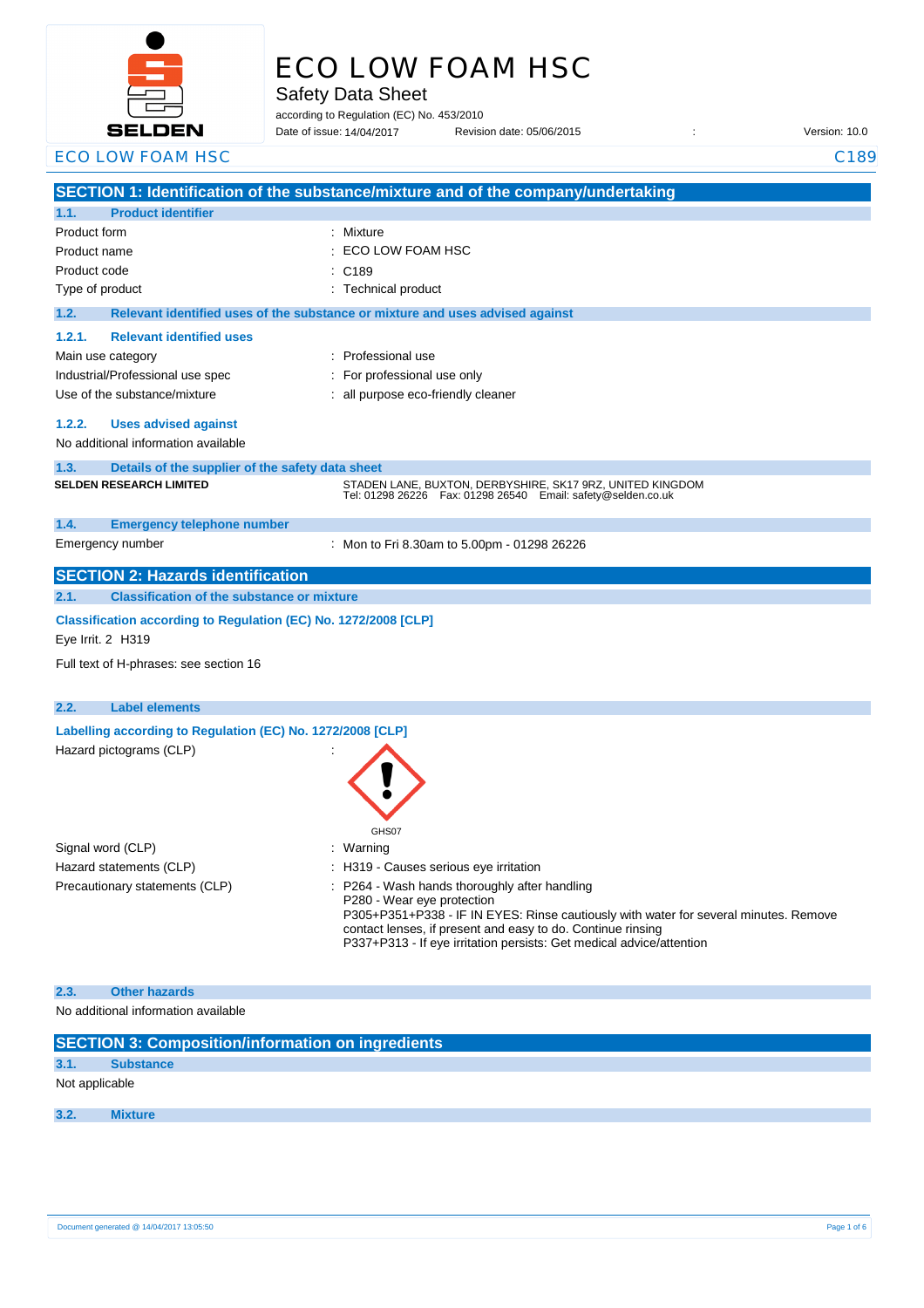# ECO LOW FOAM HSC

## Safety Data Sheet

according to Regulation (EC) No. 453/2010

Date of issue: 14/04/2017 Revision date: 05/06/2015 : Version: 10.0

ECO LOW FOAM HSC C189

## SECTION 1: Identification of the substance/mixture and of the company/undertaking

### 1.1. Product identifier

| | |
|---|---|
| Product form | : Mixture |
| Product name | : ECO LOW FOAM HSC |
| Product code | : C189 |
| Type of product | : Technical product |

### 1.2. Relevant identified uses of the substance or mixture and uses advised against

#### 1.2.1. Relevant identified uses

| | |
|---|---|
| Main use category | : Professional use |
| Industrial/Professional use spec | : For professional use only |
| Use of the substance/mixture | : all purpose eco-friendly cleaner |

#### 1.2.2. Uses advised against

No additional information available

### 1.3. Details of the supplier of the safety data sheet

**SELDEN RESEARCH LIMITED**

STADEN LANE, BUXTON, DERBYSHIRE, SK17 9RZ, UNITED KINGDOM
Tel: 01298 26226 Fax: 01298 26540 Email: safety@selden.co.uk

### 1.4. Emergency telephone number

| | |
|---|---|
| Emergency number | : Mon to Fri 8.30am to 5.00pm - 01298 26226 |

## SECTION 2: Hazards identification

### 2.1. Classification of the substance or mixture

**Classification according to Regulation (EC) No. 1272/2008 [CLP]**

Eye Irrit. 2 H319

Full text of H-phrases: see section 16

### 2.2. Label elements

**Labelling according to Regulation (EC) No. 1272/2008 [CLP]**

Hazard pictograms (CLP) :

GHS07

| | |
|---|---|
| Signal word (CLP) | : Warning |
| Hazard statements (CLP) | : H319 - Causes serious eye irritation |
| Precautionary statements (CLP) | : P264 - Wash hands thoroughly after handling<br>P280 - Wear eye protection<br>P305+P351+P338 - IF IN EYES: Rinse cautiously with water for several minutes. Remove contact lenses, if present and easy to do. Continue rinsing<br>P337+P313 - If eye irritation persists: Get medical advice/attention |

### 2.3. Other hazards

No additional information available

## SECTION 3: Composition/information on ingredients

### 3.1. Substance

Not applicable

### 3.2. Mixture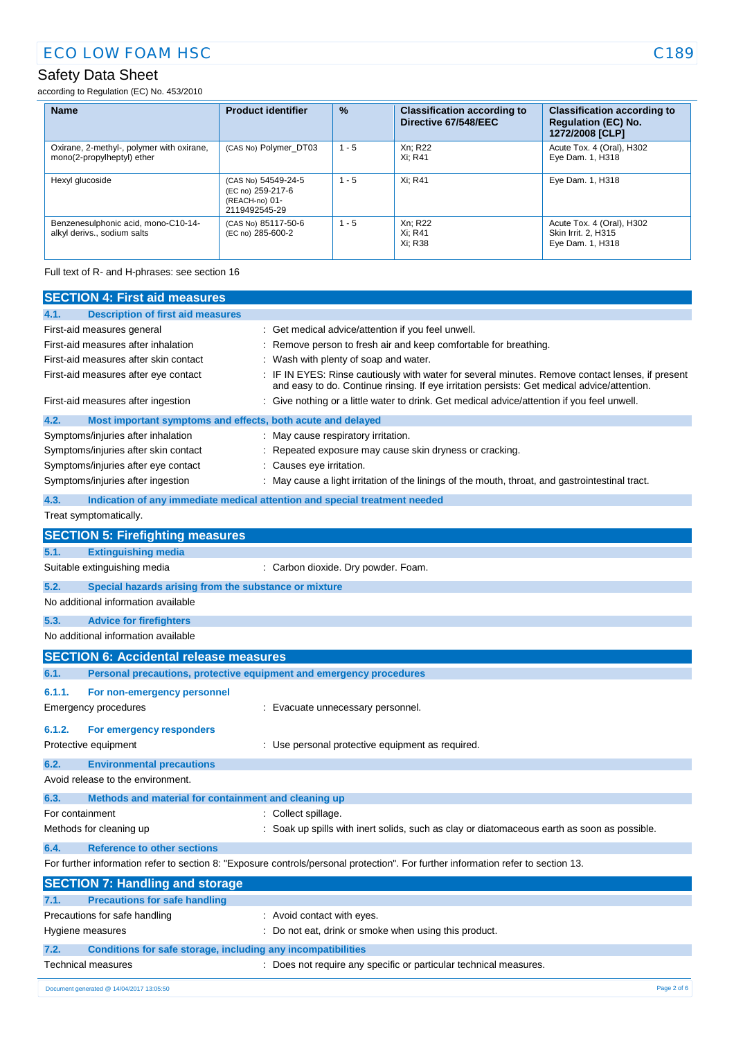| Name | Product identifier | % | Classification according to Directive 67/548/EEC | Classification according to Regulation (EC) No. 1272/2008 [CLP] |
|---|---|---|---|---|
| Oxirane, 2-methyl-, polymer with oxirane, mono(2-propylheptyl) ether | (CAS No) Polymer_DT03 | 1 - 5 | Xn; R22<br>Xi; R41 | Acute Tox. 4 (Oral), H302<br>Eye Dam. 1, H318 |
| Hexyl glucoside | (CAS No) 54549-24-5<br>(EC no) 259-217-6<br>(REACH-no) 01-2119492545-29 | 1 - 5 | Xi; R41 | Eye Dam. 1, H318 |
| Benzenesulphonic acid, mono-C10-14-alkyl derivs., sodium salts | (CAS No) 85117-50-6<br>(EC no) 285-600-2 | 1 - 5 | Xn; R22<br>Xi; R41<br>Xi; R38 | Acute Tox. 4 (Oral), H302<br>Skin Irrit. 2, H315<br>Eye Dam. 1, H318 |

Full text of R- and H-phrases: see section 16

## SECTION 4: First aid measures

### 4.1. Description of first aid measures

First-aid measures general : Get medical advice/attention if you feel unwell.

First-aid measures after inhalation : Remove person to fresh air and keep comfortable for breathing.

First-aid measures after skin contact : Wash with plenty of soap and water.

First-aid measures after eye contact : IF IN EYES: Rinse cautiously with water for several minutes. Remove contact lenses, if present and easy to do. Continue rinsing. If eye irritation persists: Get medical advice/attention.

First-aid measures after ingestion : Give nothing or a little water to drink. Get medical advice/attention if you feel unwell.

### 4.2. Most important symptoms and effects, both acute and delayed

Symptoms/injuries after inhalation : May cause respiratory irritation.

Symptoms/injuries after skin contact : Repeated exposure may cause skin dryness or cracking.

Symptoms/injuries after eye contact : Causes eye irritation.

Symptoms/injuries after ingestion : May cause a light irritation of the linings of the mouth, throat, and gastrointestinal tract.

### 4.3. Indication of any immediate medical attention and special treatment needed

Treat symptomatically.

## SECTION 5: Firefighting measures

### 5.1. Extinguishing media

Suitable extinguishing media : Carbon dioxide. Dry powder. Foam.

### 5.2. Special hazards arising from the substance or mixture

No additional information available

### 5.3. Advice for firefighters

No additional information available

## SECTION 6: Accidental release measures

### 6.1. Personal precautions, protective equipment and emergency procedures

#### 6.1.1. For non-emergency personnel

Emergency procedures : Evacuate unnecessary personnel.

#### 6.1.2. For emergency responders

Protective equipment : Use personal protective equipment as required.

### 6.2. Environmental precautions

Avoid release to the environment.

### 6.3. Methods and material for containment and cleaning up

For containment : Collect spillage.

Methods for cleaning up : Soak up spills with inert solids, such as clay or diatomaceous earth as soon as possible.

### 6.4. Reference to other sections

For further information refer to section 8: "Exposure controls/personal protection". For further information refer to section 13.

## SECTION 7: Handling and storage

### 7.1. Precautions for safe handling

Precautions for safe handling : Avoid contact with eyes.

Hygiene measures : Do not eat, drink or smoke when using this product.

### 7.2. Conditions for safe storage, including any incompatibilities

Technical measures : Does not require any specific or particular technical measures.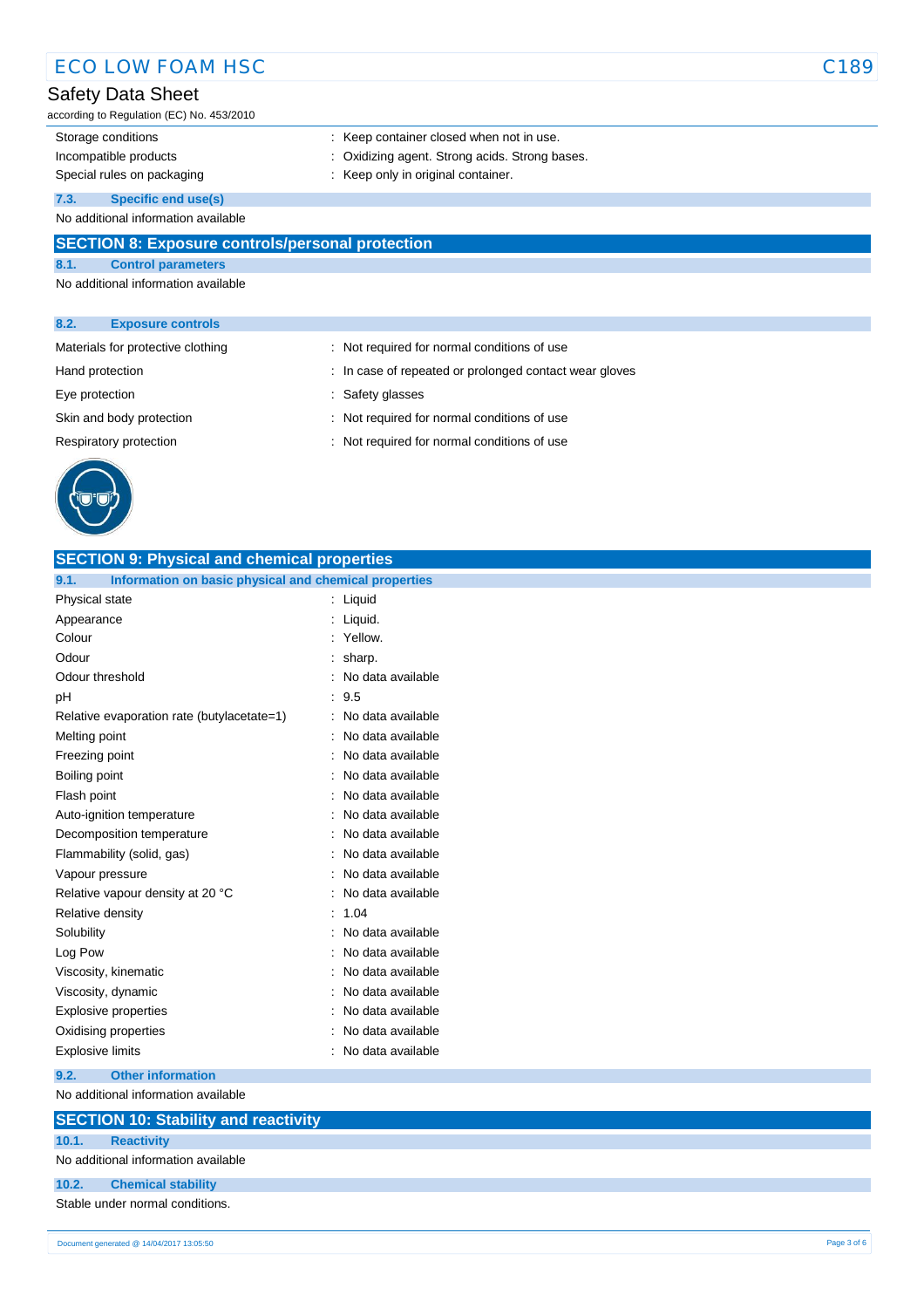| | |
|---|---|
| Storage conditions | : Keep container closed when not in use. |
| Incompatible products | : Oxidizing agent. Strong acids. Strong bases. |
| Special rules on packaging | : Keep only in original container. |

### 7.3. Specific end use(s)

No additional information available

## SECTION 8: Exposure controls/personal protection

### 8.1. Control parameters

No additional information available

### 8.2. Exposure controls

| | |
|---|---|
| Materials for protective clothing | : Not required for normal conditions of use |
| Hand protection | : In case of repeated or prolonged contact wear gloves |
| Eye protection | : Safety glasses |
| Skin and body protection | : Not required for normal conditions of use |
| Respiratory protection | : Not required for normal conditions of use |

## SECTION 9: Physical and chemical properties

### 9.1. Information on basic physical and chemical properties

| | |
|---|---|
| Physical state | : Liquid |
| Appearance | : Liquid. |
| Colour | : Yellow. |
| Odour | : sharp. |
| Odour threshold | : No data available |
| pH | : 9.5 |
| Relative evaporation rate (butylacetate=1) | : No data available |
| Melting point | : No data available |
| Freezing point | : No data available |
| Boiling point | : No data available |
| Flash point | : No data available |
| Auto-ignition temperature | : No data available |
| Decomposition temperature | : No data available |
| Flammability (solid, gas) | : No data available |
| Vapour pressure | : No data available |
| Relative vapour density at 20 °C | : No data available |
| Relative density | : 1.04 |
| Solubility | : No data available |
| Log Pow | : No data available |
| Viscosity, kinematic | : No data available |
| Viscosity, dynamic | : No data available |
| Explosive properties | : No data available |
| Oxidising properties | : No data available |
| Explosive limits | : No data available |

### 9.2. Other information

No additional information available

## SECTION 10: Stability and reactivity

### 10.1. Reactivity

No additional information available

### 10.2. Chemical stability

Stable under normal conditions.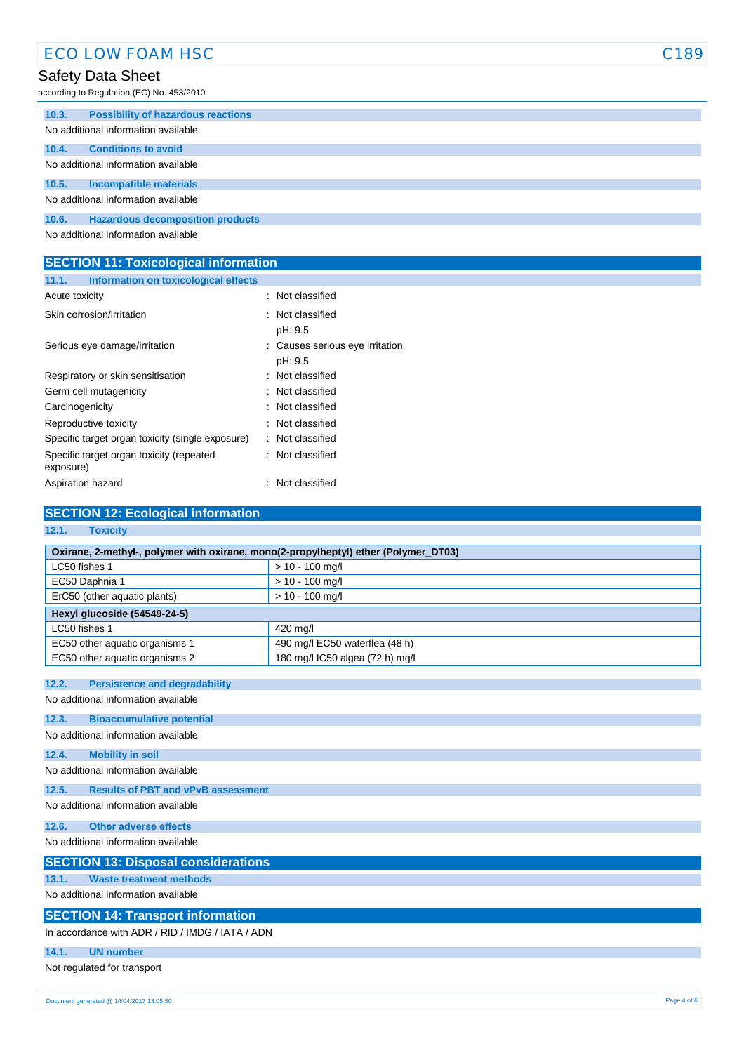### 10.3. Possibility of hazardous reactions

No additional information available

### 10.4. Conditions to avoid

No additional information available

### 10.5. Incompatible materials

No additional information available

### 10.6. Hazardous decomposition products

No additional information available

## SECTION 11: Toxicological information

### 11.1. Information on toxicological effects

| | |
|---|---|
| Acute toxicity | : Not classified |
| Skin corrosion/irritation | : Not classified<br>pH: 9.5 |
| Serious eye damage/irritation | : Causes serious eye irritation.<br>pH: 9.5 |
| Respiratory or skin sensitisation | : Not classified |
| Germ cell mutagenicity | : Not classified |
| Carcinogenicity | : Not classified |
| Reproductive toxicity | : Not classified |
| Specific target organ toxicity (single exposure) | : Not classified |
| Specific target organ toxicity (repeated exposure) | : Not classified |
| Aspiration hazard | : Not classified |

## SECTION 12: Ecological information

### 12.1. Toxicity

| Oxirane, 2-methyl-, polymer with oxirane, mono(2-propylheptyl) ether (Polymer_DT03) | |
|---|---|
| LC50 fishes 1 | > 10 - 100 mg/l |
| EC50 Daphnia 1 | > 10 - 100 mg/l |
| ErC50 (other aquatic plants) | > 10 - 100 mg/l |
| **Hexyl glucoside (54549-24-5)** | |
| LC50 fishes 1 | 420 mg/l |
| EC50 other aquatic organisms 1 | 490 mg/l EC50 waterflea (48 h) |
| EC50 other aquatic organisms 2 | 180 mg/l IC50 algea (72 h) mg/l |

### 12.2. Persistence and degradability

No additional information available

### 12.3. Bioaccumulative potential

No additional information available

### 12.4. Mobility in soil

No additional information available

### 12.5. Results of PBT and vPvB assessment

No additional information available

### 12.6. Other adverse effects

No additional information available

## SECTION 13: Disposal considerations

### 13.1. Waste treatment methods

No additional information available

## SECTION 14: Transport information

In accordance with ADR / RID / IMDG / IATA / ADN

### 14.1. UN number

Not regulated for transport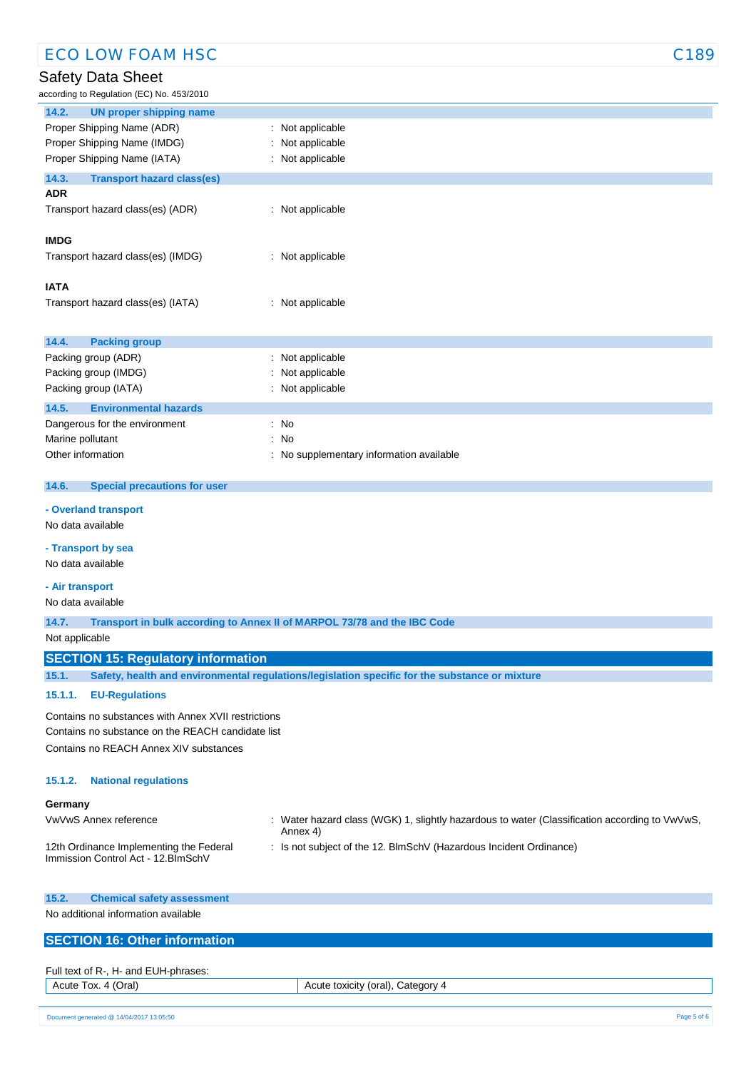### 14.2. UN proper shipping name

| | |
|---|---|
| Proper Shipping Name (ADR) | : Not applicable |
| Proper Shipping Name (IMDG) | : Not applicable |
| Proper Shipping Name (IATA) | : Not applicable |

### 14.3. Transport hazard class(es)

**ADR**

| | |
|---|---|
| Transport hazard class(es) (ADR) | : Not applicable |

**IMDG**

| | |
|---|---|
| Transport hazard class(es) (IMDG) | : Not applicable |

**IATA**

| | |
|---|---|
| Transport hazard class(es) (IATA) | : Not applicable |

### 14.4. Packing group

| | |
|---|---|
| Packing group (ADR) | : Not applicable |
| Packing group (IMDG) | : Not applicable |
| Packing group (IATA) | : Not applicable |

### 14.5. Environmental hazards

| | |
|---|---|
| Dangerous for the environment | : No |
| Marine pollutant | : No |
| Other information | : No supplementary information available |

### 14.6. Special precautions for user

**- Overland transport**

No data available

**- Transport by sea**

No data available

**- Air transport**

No data available

### 14.7. Transport in bulk according to Annex II of MARPOL 73/78 and the IBC Code

Not applicable

## SECTION 15: Regulatory information

### 15.1. Safety, health and environmental regulations/legislation specific for the substance or mixture

#### 15.1.1. EU-Regulations

Contains no substances with Annex XVII restrictions

Contains no substance on the REACH candidate list

Contains no REACH Annex XIV substances

#### 15.1.2. National regulations

**Germany**

| | |
|---|---|
| VwVwS Annex reference | : Water hazard class (WGK) 1, slightly hazardous to water (Classification according to VwVwS, Annex 4) |
| 12th Ordinance Implementing the Federal Immission Control Act - 12.BImSchV | : Is not subject of the 12. BlmSchV (Hazardous Incident Ordinance) |

### 15.2. Chemical safety assessment

No additional information available

## SECTION 16: Other information

Full text of R-, H- and EUH-phrases:

| | |
|---|---|
| Acute Tox. 4 (Oral) | Acute toxicity (oral), Category 4 |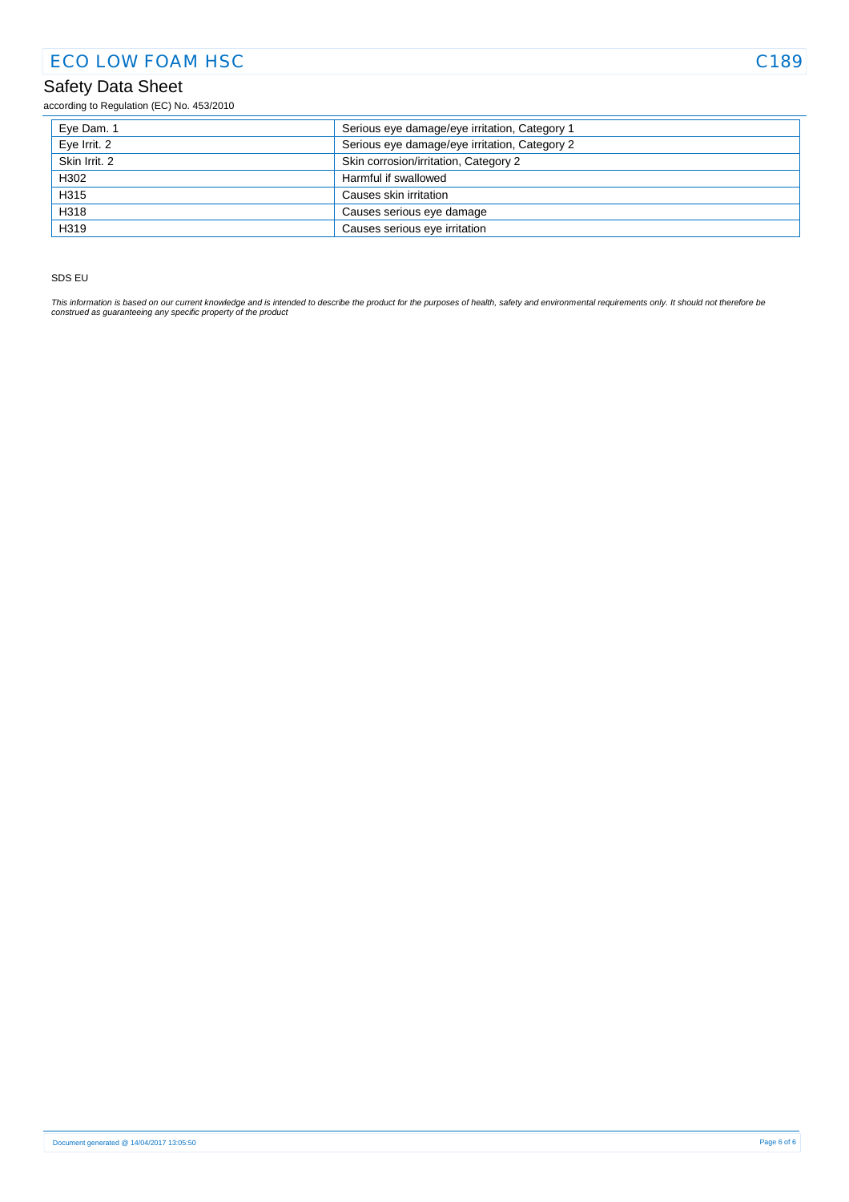| | |
|---|---|
| Eye Dam. 1 | Serious eye damage/eye irritation, Category 1 |
| Eye Irrit. 2 | Serious eye damage/eye irritation, Category 2 |
| Skin Irrit. 2 | Skin corrosion/irritation, Category 2 |
| H302 | Harmful if swallowed |
| H315 | Causes skin irritation |
| H318 | Causes serious eye damage |
| H319 | Causes serious eye irritation |

SDS EU

*This information is based on our current knowledge and is intended to describe the product for the purposes of health, safety and environmental requirements only. It should not therefore be construed as guaranteeing any specific property of the product*

Document generated @ 14/04/2017 13:05:50